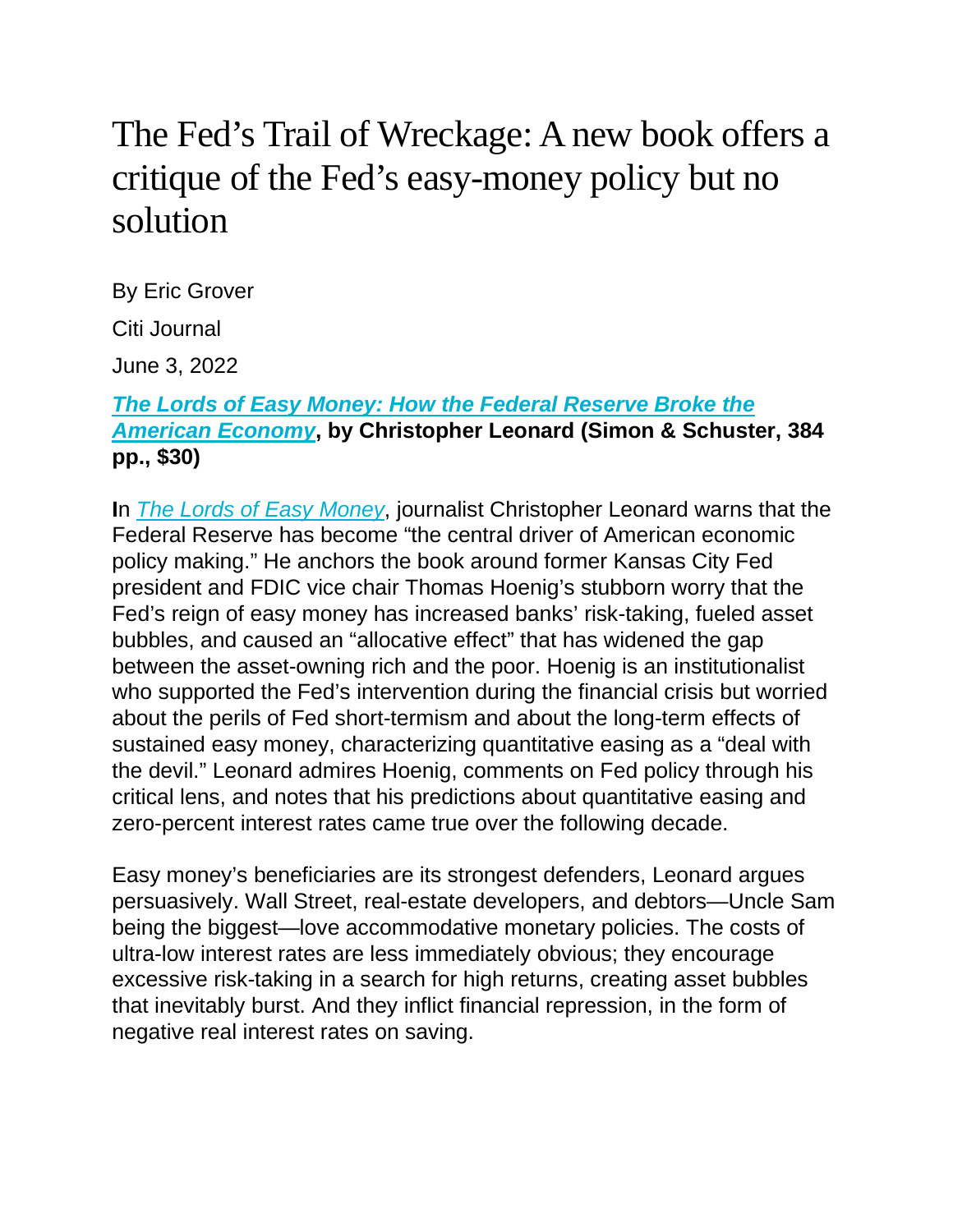# The Fed's Trail of Wreckage: A new book offers a critique of the Fed's easy-money policy but no solution

By Eric Grover

Citi Journal

June 3, 2022

***The Lords of Easy Money: How the Federal Reserve Broke the American Economy*, by Christopher Leonard (Simon & Schuster, 384 pp., $30)**

**I**n *The Lords of Easy Money*, journalist Christopher Leonard warns that the Federal Reserve has become "the central driver of American economic policy making." He anchors the book around former Kansas City Fed president and FDIC vice chair Thomas Hoenig's stubborn worry that the Fed's reign of easy money has increased banks' risk-taking, fueled asset bubbles, and caused an "allocative effect" that has widened the gap between the asset-owning rich and the poor. Hoenig is an institutionalist who supported the Fed's intervention during the financial crisis but worried about the perils of Fed short-termism and about the long-term effects of sustained easy money, characterizing quantitative easing as a "deal with the devil." Leonard admires Hoenig, comments on Fed policy through his critical lens, and notes that his predictions about quantitative easing and zero-percent interest rates came true over the following decade.

Easy money's beneficiaries are its strongest defenders, Leonard argues persuasively. Wall Street, real-estate developers, and debtors—Uncle Sam being the biggest—love accommodative monetary policies. The costs of ultra-low interest rates are less immediately obvious; they encourage excessive risk-taking in a search for high returns, creating asset bubbles that inevitably burst. And they inflict financial repression, in the form of negative real interest rates on saving.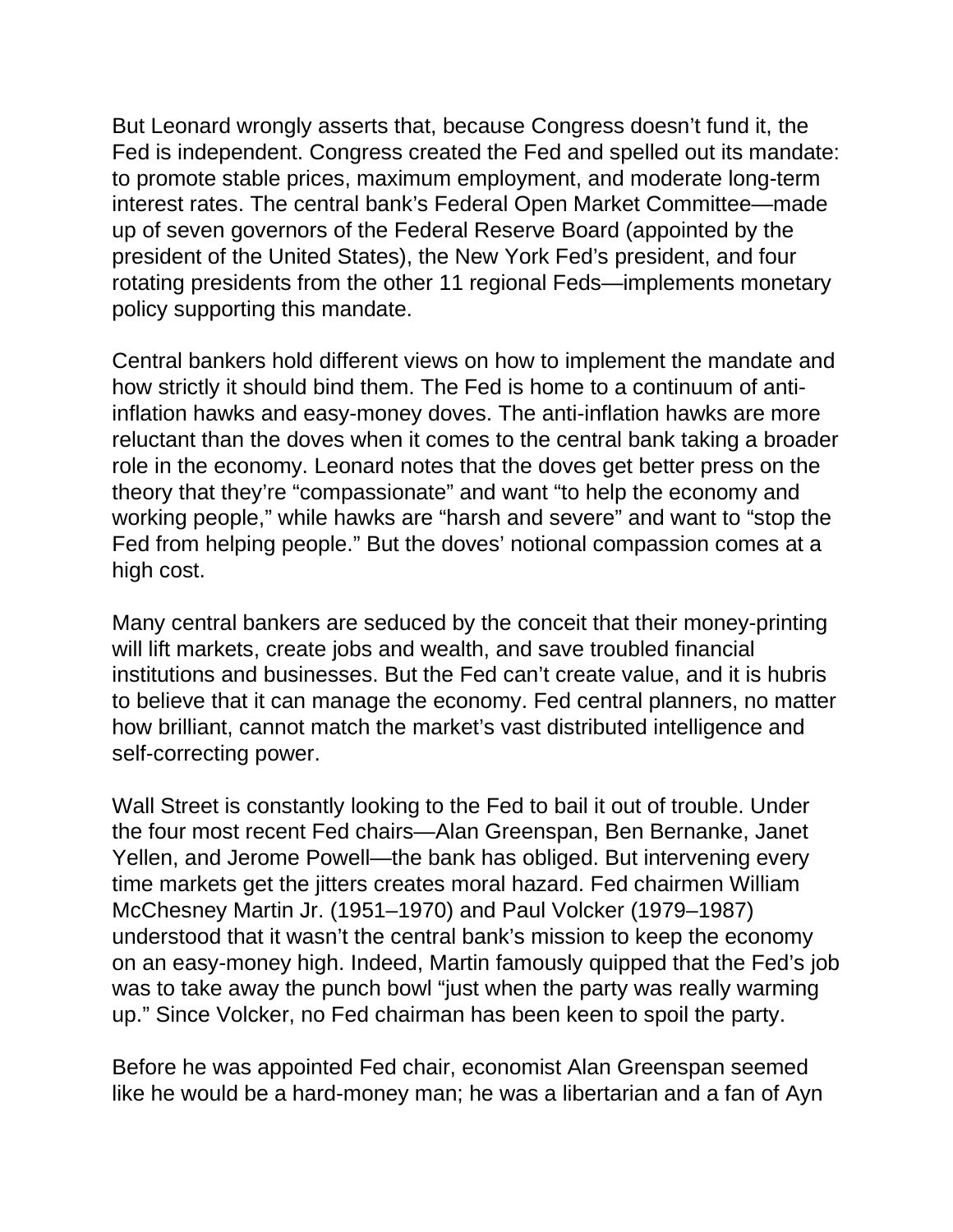But Leonard wrongly asserts that, because Congress doesn't fund it, the Fed is independent. Congress created the Fed and spelled out its mandate: to promote stable prices, maximum employment, and moderate long-term interest rates. The central bank's Federal Open Market Committee—made up of seven governors of the Federal Reserve Board (appointed by the president of the United States), the New York Fed's president, and four rotating presidents from the other 11 regional Feds—implements monetary policy supporting this mandate.

Central bankers hold different views on how to implement the mandate and how strictly it should bind them. The Fed is home to a continuum of anti-inflation hawks and easy-money doves. The anti-inflation hawks are more reluctant than the doves when it comes to the central bank taking a broader role in the economy. Leonard notes that the doves get better press on the theory that they're "compassionate" and want "to help the economy and working people," while hawks are "harsh and severe" and want to "stop the Fed from helping people." But the doves' notional compassion comes at a high cost.

Many central bankers are seduced by the conceit that their money-printing will lift markets, create jobs and wealth, and save troubled financial institutions and businesses. But the Fed can't create value, and it is hubris to believe that it can manage the economy. Fed central planners, no matter how brilliant, cannot match the market's vast distributed intelligence and self-correcting power.

Wall Street is constantly looking to the Fed to bail it out of trouble. Under the four most recent Fed chairs—Alan Greenspan, Ben Bernanke, Janet Yellen, and Jerome Powell—the bank has obliged. But intervening every time markets get the jitters creates moral hazard. Fed chairmen William McChesney Martin Jr. (1951–1970) and Paul Volcker (1979–1987) understood that it wasn't the central bank's mission to keep the economy on an easy-money high. Indeed, Martin famously quipped that the Fed's job was to take away the punch bowl "just when the party was really warming up." Since Volcker, no Fed chairman has been keen to spoil the party.

Before he was appointed Fed chair, economist Alan Greenspan seemed like he would be a hard-money man; he was a libertarian and a fan of Ayn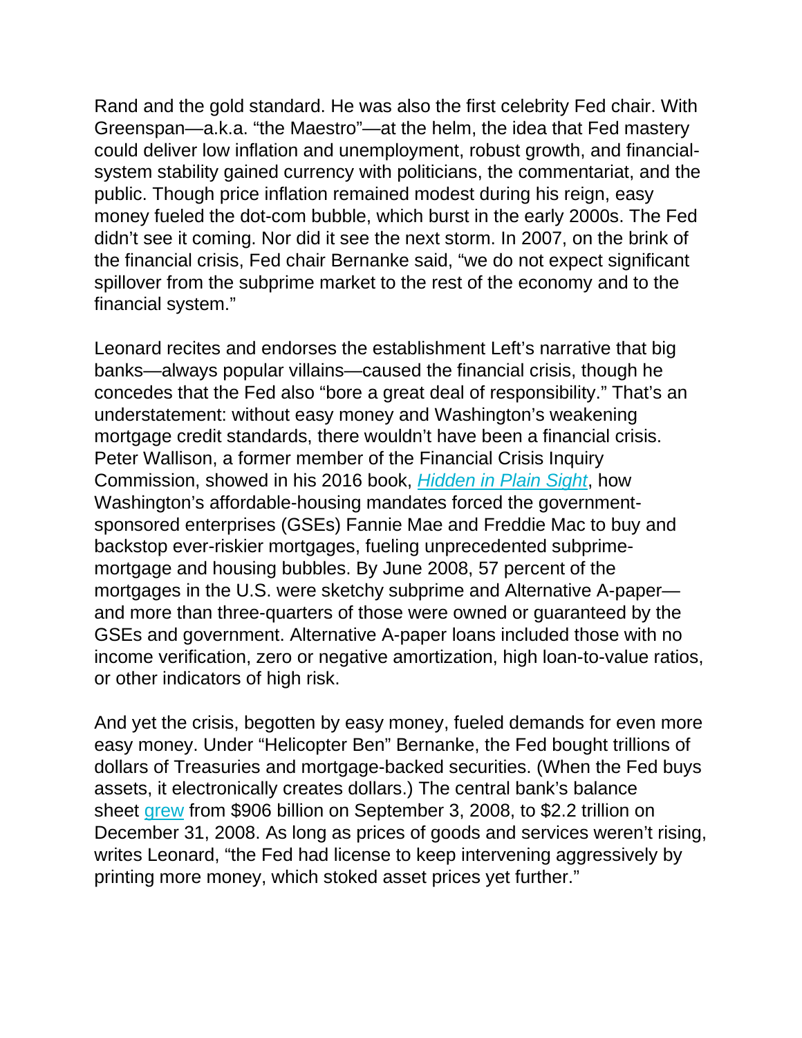Rand and the gold standard. He was also the first celebrity Fed chair. With Greenspan—a.k.a. "the Maestro"—at the helm, the idea that Fed mastery could deliver low inflation and unemployment, robust growth, and financial-system stability gained currency with politicians, the commentariat, and the public. Though price inflation remained modest during his reign, easy money fueled the dot-com bubble, which burst in the early 2000s. The Fed didn't see it coming. Nor did it see the next storm. In 2007, on the brink of the financial crisis, Fed chair Bernanke said, "we do not expect significant spillover from the subprime market to the rest of the economy and to the financial system."

Leonard recites and endorses the establishment Left's narrative that big banks—always popular villains—caused the financial crisis, though he concedes that the Fed also "bore a great deal of responsibility." That's an understatement: without easy money and Washington's weakening mortgage credit standards, there wouldn't have been a financial crisis. Peter Wallison, a former member of the Financial Crisis Inquiry Commission, showed in his 2016 book, *Hidden in Plain Sight*, how Washington's affordable-housing mandates forced the government-sponsored enterprises (GSEs) Fannie Mae and Freddie Mac to buy and backstop ever-riskier mortgages, fueling unprecedented subprime-mortgage and housing bubbles. By June 2008, 57 percent of the mortgages in the U.S. were sketchy subprime and Alternative A-paper—and more than three-quarters of those were owned or guaranteed by the GSEs and government. Alternative A-paper loans included those with no income verification, zero or negative amortization, high loan-to-value ratios, or other indicators of high risk.

And yet the crisis, begotten by easy money, fueled demands for even more easy money. Under "Helicopter Ben" Bernanke, the Fed bought trillions of dollars of Treasuries and mortgage-backed securities. (When the Fed buys assets, it electronically creates dollars.) The central bank's balance sheet grew from $906 billion on September 3, 2008, to $2.2 trillion on December 31, 2008. As long as prices of goods and services weren't rising, writes Leonard, "the Fed had license to keep intervening aggressively by printing more money, which stoked asset prices yet further."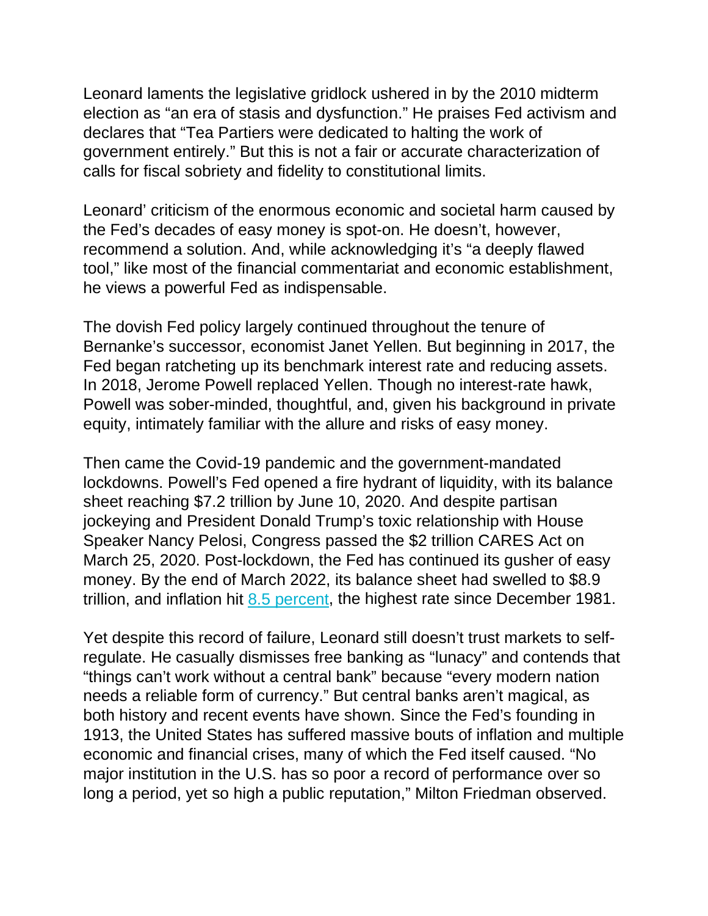Leonard laments the legislative gridlock ushered in by the 2010 midterm election as "an era of stasis and dysfunction." He praises Fed activism and declares that "Tea Partiers were dedicated to halting the work of government entirely." But this is not a fair or accurate characterization of calls for fiscal sobriety and fidelity to constitutional limits.

Leonard' criticism of the enormous economic and societal harm caused by the Fed's decades of easy money is spot-on. He doesn't, however, recommend a solution. And, while acknowledging it's "a deeply flawed tool," like most of the financial commentariat and economic establishment, he views a powerful Fed as indispensable.

The dovish Fed policy largely continued throughout the tenure of Bernanke's successor, economist Janet Yellen. But beginning in 2017, the Fed began ratcheting up its benchmark interest rate and reducing assets. In 2018, Jerome Powell replaced Yellen. Though no interest-rate hawk, Powell was sober-minded, thoughtful, and, given his background in private equity, intimately familiar with the allure and risks of easy money.

Then came the Covid-19 pandemic and the government-mandated lockdowns. Powell's Fed opened a fire hydrant of liquidity, with its balance sheet reaching $7.2 trillion by June 10, 2020. And despite partisan jockeying and President Donald Trump's toxic relationship with House Speaker Nancy Pelosi, Congress passed the $2 trillion CARES Act on March 25, 2020. Post-lockdown, the Fed has continued its gusher of easy money. By the end of March 2022, its balance sheet had swelled to $8.9 trillion, and inflation hit 8.5 percent, the highest rate since December 1981.

Yet despite this record of failure, Leonard still doesn't trust markets to self-regulate. He casually dismisses free banking as "lunacy" and contends that "things can't work without a central bank" because "every modern nation needs a reliable form of currency." But central banks aren't magical, as both history and recent events have shown. Since the Fed's founding in 1913, the United States has suffered massive bouts of inflation and multiple economic and financial crises, many of which the Fed itself caused. "No major institution in the U.S. has so poor a record of performance over so long a period, yet so high a public reputation," Milton Friedman observed.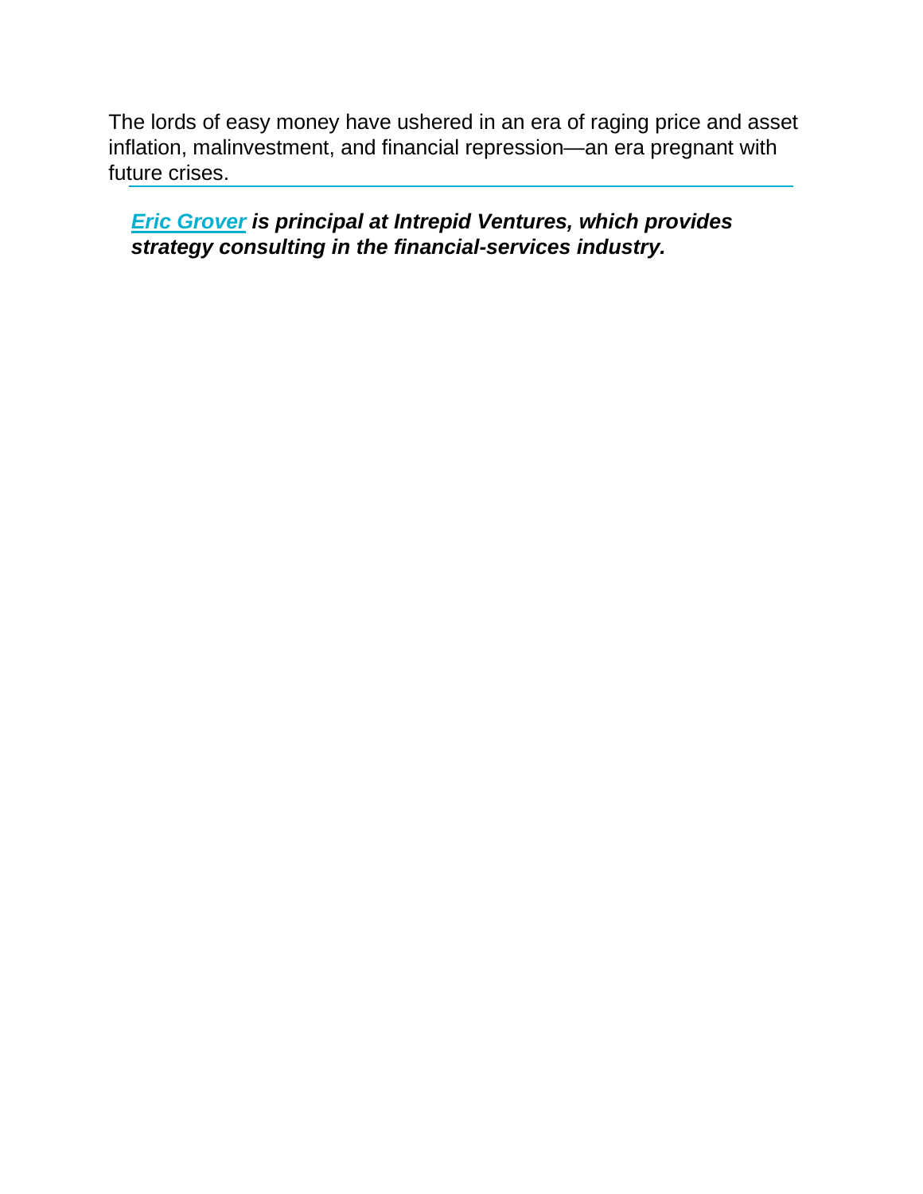The lords of easy money have ushered in an era of raging price and asset inflation, malinvestment, and financial repression—an era pregnant with future crises.

---

***Eric Grover* is principal at Intrepid Ventures, which provides strategy consulting in the financial-services industry.**